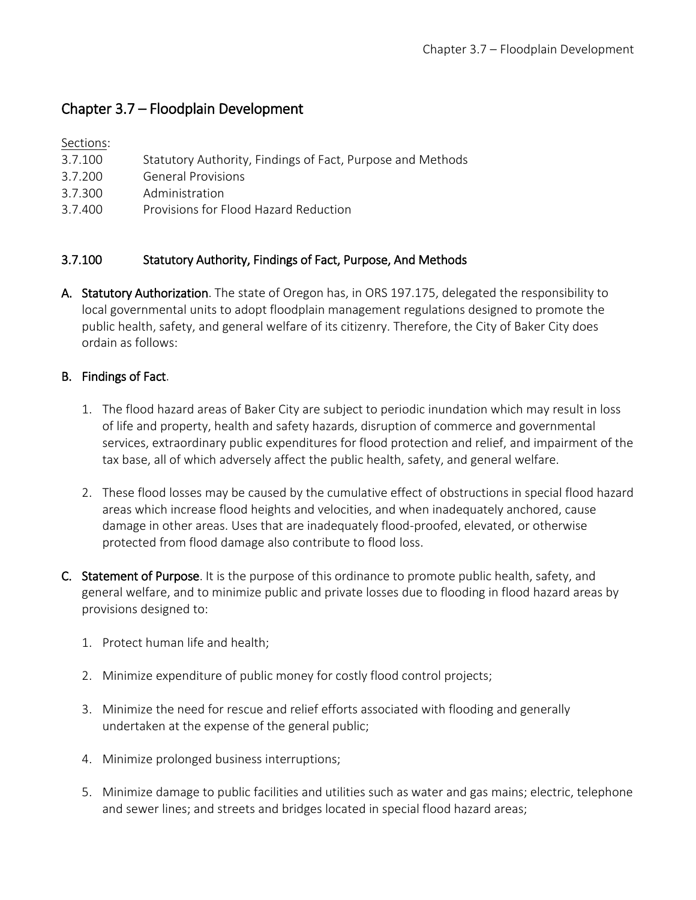# Chapter 3.7 – Floodplain Development

Sections:

| | |
|---|---|
| 3.7.100 | Statutory Authority, Findings of Fact, Purpose and Methods |
| 3.7.200 | General Provisions |
| 3.7.300 | Administration |
| 3.7.400 | Provisions for Flood Hazard Reduction |

## 3.7.100 Statutory Authority, Findings of Fact, Purpose, And Methods

**A. Statutory Authorization**. The state of Oregon has, in ORS 197.175, delegated the responsibility to local governmental units to adopt floodplain management regulations designed to promote the public health, safety, and general welfare of its citizenry. Therefore, the City of Baker City does ordain as follows:

**B. Findings of Fact**.

1. The flood hazard areas of Baker City are subject to periodic inundation which may result in loss of life and property, health and safety hazards, disruption of commerce and governmental services, extraordinary public expenditures for flood protection and relief, and impairment of the tax base, all of which adversely affect the public health, safety, and general welfare.

2. These flood losses may be caused by the cumulative effect of obstructions in special flood hazard areas which increase flood heights and velocities, and when inadequately anchored, cause damage in other areas. Uses that are inadequately flood-proofed, elevated, or otherwise protected from flood damage also contribute to flood loss.

**C. Statement of Purpose**. It is the purpose of this ordinance to promote public health, safety, and general welfare, and to minimize public and private losses due to flooding in flood hazard areas by provisions designed to:

1. Protect human life and health;

2. Minimize expenditure of public money for costly flood control projects;

3. Minimize the need for rescue and relief efforts associated with flooding and generally undertaken at the expense of the general public;

4. Minimize prolonged business interruptions;

5. Minimize damage to public facilities and utilities such as water and gas mains; electric, telephone and sewer lines; and streets and bridges located in special flood hazard areas;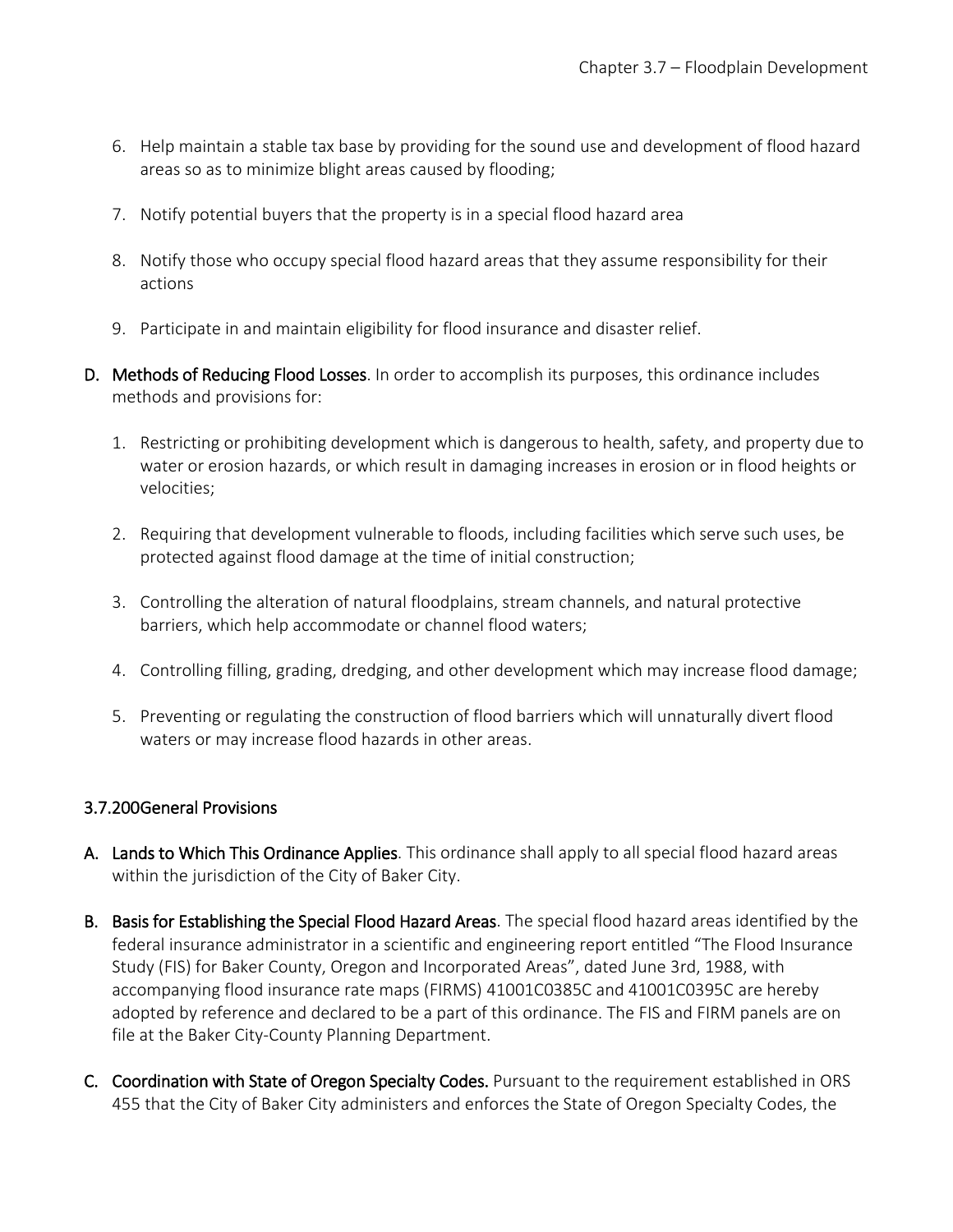6. Help maintain a stable tax base by providing for the sound use and development of flood hazard areas so as to minimize blight areas caused by flooding;

7. Notify potential buyers that the property is in a special flood hazard area

8. Notify those who occupy special flood hazard areas that they assume responsibility for their actions

9. Participate in and maintain eligibility for flood insurance and disaster relief.

**D. Methods of Reducing Flood Losses**. In order to accomplish its purposes, this ordinance includes methods and provisions for:

1. Restricting or prohibiting development which is dangerous to health, safety, and property due to water or erosion hazards, or which result in damaging increases in erosion or in flood heights or velocities;

2. Requiring that development vulnerable to floods, including facilities which serve such uses, be protected against flood damage at the time of initial construction;

3. Controlling the alteration of natural floodplains, stream channels, and natural protective barriers, which help accommodate or channel flood waters;

4. Controlling filling, grading, dredging, and other development which may increase flood damage;

5. Preventing or regulating the construction of flood barriers which will unnaturally divert flood waters or may increase flood hazards in other areas.

## 3.7.200General Provisions

**A. Lands to Which This Ordinance Applies**. This ordinance shall apply to all special flood hazard areas within the jurisdiction of the City of Baker City.

**B. Basis for Establishing the Special Flood Hazard Areas**. The special flood hazard areas identified by the federal insurance administrator in a scientific and engineering report entitled "The Flood Insurance Study (FIS) for Baker County, Oregon and Incorporated Areas", dated June 3rd, 1988, with accompanying flood insurance rate maps (FIRMS) 41001C0385C and 41001C0395C are hereby adopted by reference and declared to be a part of this ordinance. The FIS and FIRM panels are on file at the Baker City-County Planning Department.

**C. Coordination with State of Oregon Specialty Codes.** Pursuant to the requirement established in ORS 455 that the City of Baker City administers and enforces the State of Oregon Specialty Codes, the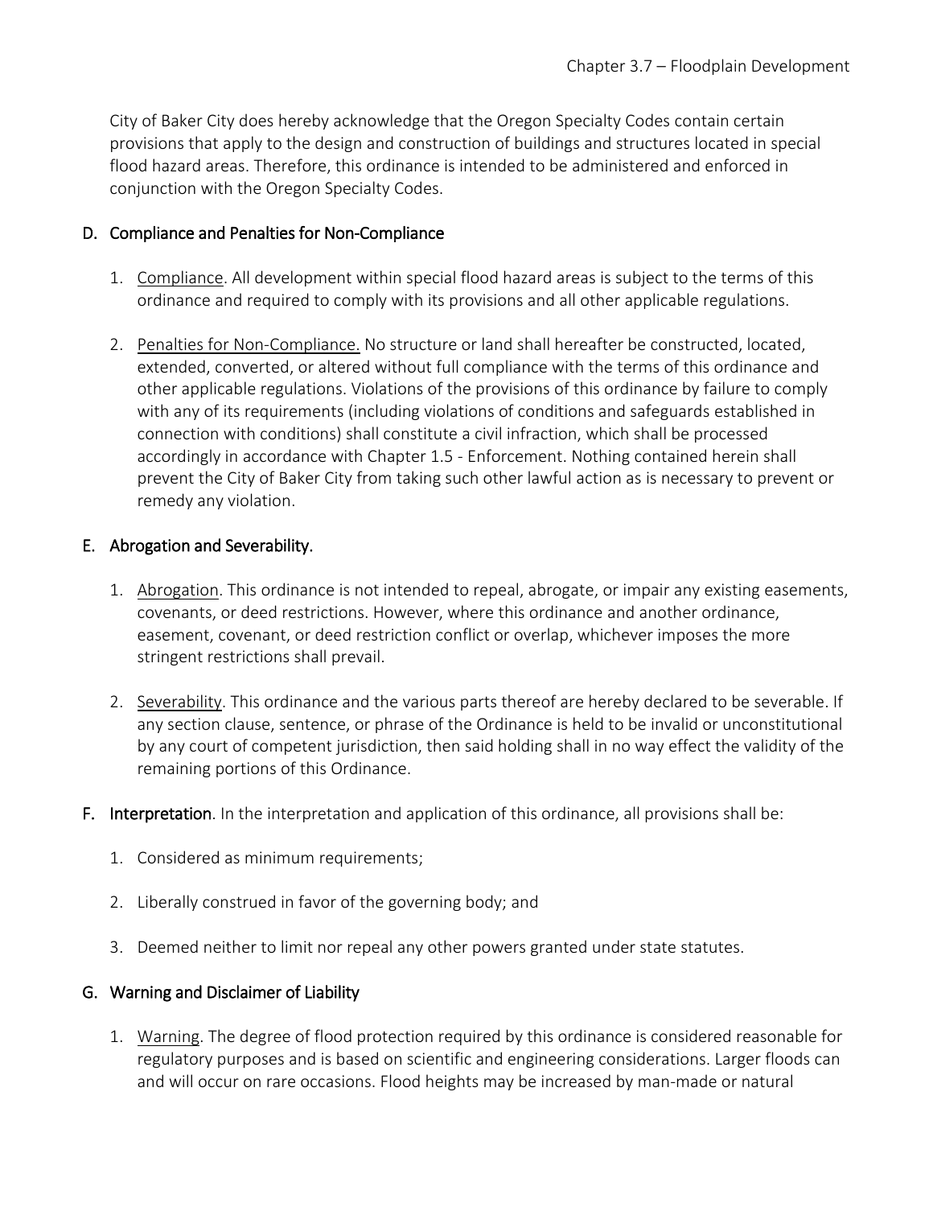City of Baker City does hereby acknowledge that the Oregon Specialty Codes contain certain provisions that apply to the design and construction of buildings and structures located in special flood hazard areas. Therefore, this ordinance is intended to be administered and enforced in conjunction with the Oregon Specialty Codes.

## D. Compliance and Penalties for Non-Compliance

1. Compliance. All development within special flood hazard areas is subject to the terms of this ordinance and required to comply with its provisions and all other applicable regulations.

2. Penalties for Non-Compliance. No structure or land shall hereafter be constructed, located, extended, converted, or altered without full compliance with the terms of this ordinance and other applicable regulations. Violations of the provisions of this ordinance by failure to comply with any of its requirements (including violations of conditions and safeguards established in connection with conditions) shall constitute a civil infraction, which shall be processed accordingly in accordance with Chapter 1.5 - Enforcement. Nothing contained herein shall prevent the City of Baker City from taking such other lawful action as is necessary to prevent or remedy any violation.

## E. Abrogation and Severability.

1. Abrogation. This ordinance is not intended to repeal, abrogate, or impair any existing easements, covenants, or deed restrictions. However, where this ordinance and another ordinance, easement, covenant, or deed restriction conflict or overlap, whichever imposes the more stringent restrictions shall prevail.

2. Severability. This ordinance and the various parts thereof are hereby declared to be severable. If any section clause, sentence, or phrase of the Ordinance is held to be invalid or unconstitutional by any court of competent jurisdiction, then said holding shall in no way effect the validity of the remaining portions of this Ordinance.

## F. Interpretation

In the interpretation and application of this ordinance, all provisions shall be:

1. Considered as minimum requirements;

2. Liberally construed in favor of the governing body; and

3. Deemed neither to limit nor repeal any other powers granted under state statutes.

## G. Warning and Disclaimer of Liability

1. Warning. The degree of flood protection required by this ordinance is considered reasonable for regulatory purposes and is based on scientific and engineering considerations. Larger floods can and will occur on rare occasions. Flood heights may be increased by man-made or natural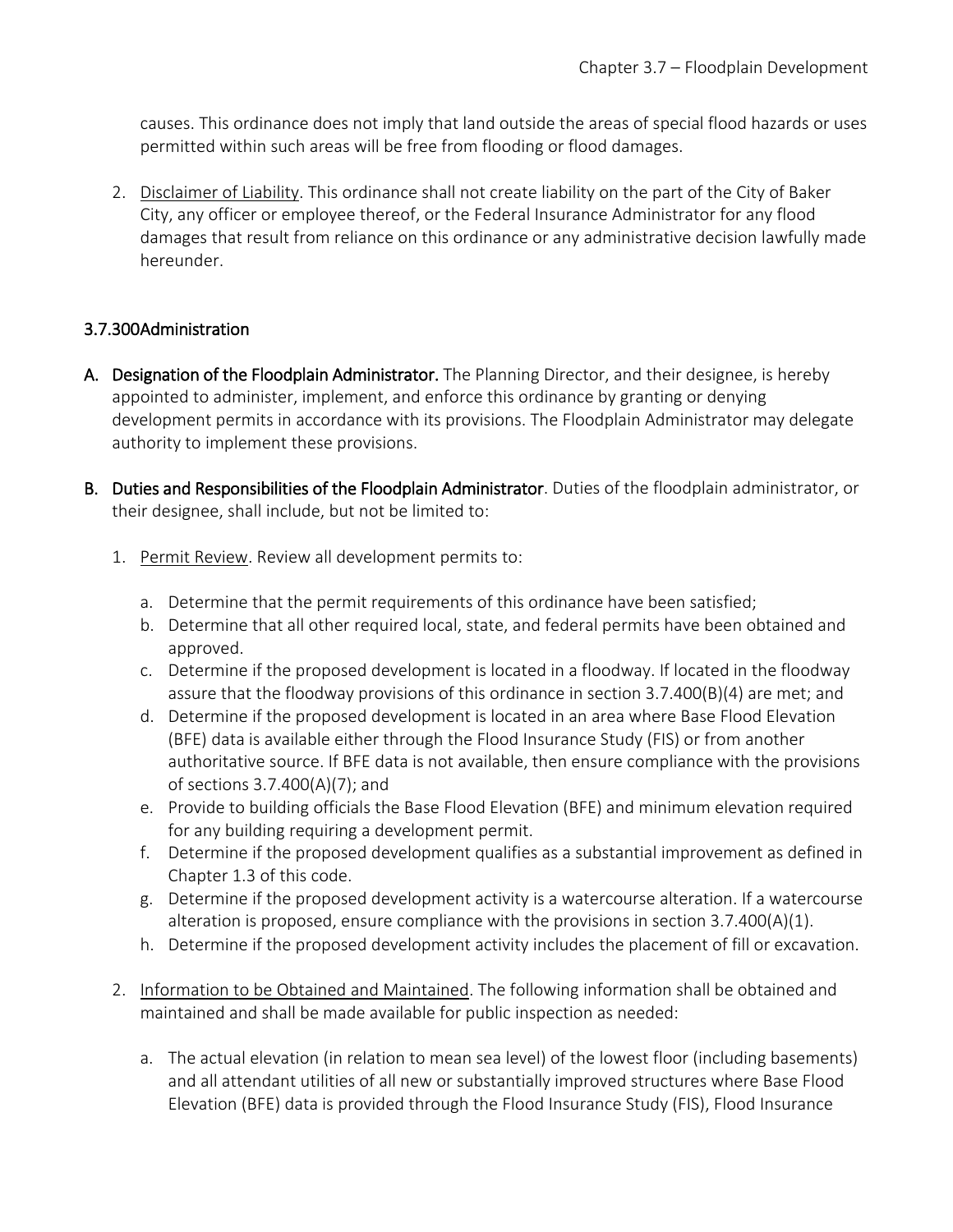causes. This ordinance does not imply that land outside the areas of special flood hazards or uses permitted within such areas will be free from flooding or flood damages.

2. Disclaimer of Liability. This ordinance shall not create liability on the part of the City of Baker City, any officer or employee thereof, or the Federal Insurance Administrator for any flood damages that result from reliance on this ordinance or any administrative decision lawfully made hereunder.

## 3.7.300 Administration

**A. Designation of the Floodplain Administrator.** The Planning Director, and their designee, is hereby appointed to administer, implement, and enforce this ordinance by granting or denying development permits in accordance with its provisions. The Floodplain Administrator may delegate authority to implement these provisions.

**B. Duties and Responsibilities of the Floodplain Administrator**. Duties of the floodplain administrator, or their designee, shall include, but not be limited to:

1. Permit Review. Review all development permits to:

   a. Determine that the permit requirements of this ordinance have been satisfied;
   b. Determine that all other required local, state, and federal permits have been obtained and approved.
   c. Determine if the proposed development is located in a floodway. If located in the floodway assure that the floodway provisions of this ordinance in section 3.7.400(B)(4) are met; and
   d. Determine if the proposed development is located in an area where Base Flood Elevation (BFE) data is available either through the Flood Insurance Study (FIS) or from another authoritative source. If BFE data is not available, then ensure compliance with the provisions of sections 3.7.400(A)(7); and
   e. Provide to building officials the Base Flood Elevation (BFE) and minimum elevation required for any building requiring a development permit.
   f. Determine if the proposed development qualifies as a substantial improvement as defined in Chapter 1.3 of this code.
   g. Determine if the proposed development activity is a watercourse alteration. If a watercourse alteration is proposed, ensure compliance with the provisions in section 3.7.400(A)(1).
   h. Determine if the proposed development activity includes the placement of fill or excavation.

2. Information to be Obtained and Maintained. The following information shall be obtained and maintained and shall be made available for public inspection as needed:

   a. The actual elevation (in relation to mean sea level) of the lowest floor (including basements) and all attendant utilities of all new or substantially improved structures where Base Flood Elevation (BFE) data is provided through the Flood Insurance Study (FIS), Flood Insurance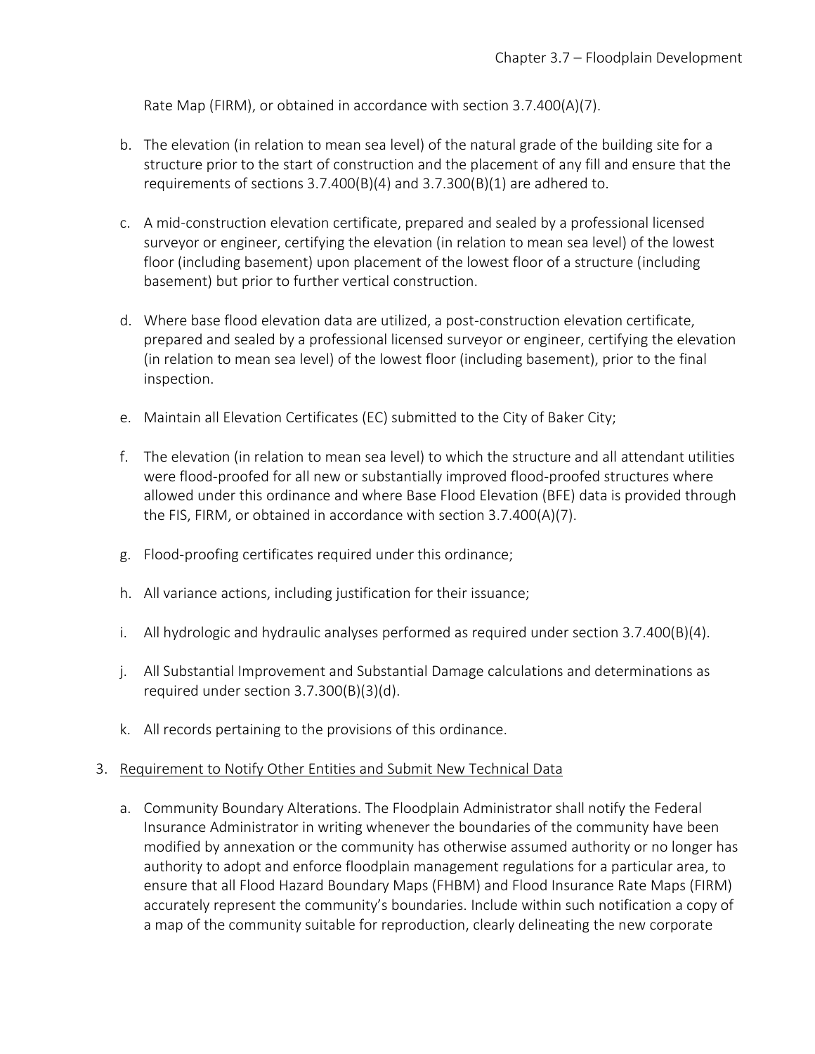Rate Map (FIRM), or obtained in accordance with section 3.7.400(A)(7).

b. The elevation (in relation to mean sea level) of the natural grade of the building site for a structure prior to the start of construction and the placement of any fill and ensure that the requirements of sections 3.7.400(B)(4) and 3.7.300(B)(1) are adhered to.

c. A mid-construction elevation certificate, prepared and sealed by a professional licensed surveyor or engineer, certifying the elevation (in relation to mean sea level) of the lowest floor (including basement) upon placement of the lowest floor of a structure (including basement) but prior to further vertical construction.

d. Where base flood elevation data are utilized, a post-construction elevation certificate, prepared and sealed by a professional licensed surveyor or engineer, certifying the elevation (in relation to mean sea level) of the lowest floor (including basement), prior to the final inspection.

e. Maintain all Elevation Certificates (EC) submitted to the City of Baker City;

f. The elevation (in relation to mean sea level) to which the structure and all attendant utilities were flood-proofed for all new or substantially improved flood-proofed structures where allowed under this ordinance and where Base Flood Elevation (BFE) data is provided through the FIS, FIRM, or obtained in accordance with section 3.7.400(A)(7).

g. Flood-proofing certificates required under this ordinance;

h. All variance actions, including justification for their issuance;

i. All hydrologic and hydraulic analyses performed as required under section 3.7.400(B)(4).

j. All Substantial Improvement and Substantial Damage calculations and determinations as required under section 3.7.300(B)(3)(d).

k. All records pertaining to the provisions of this ordinance.

3. Requirement to Notify Other Entities and Submit New Technical Data

   a. Community Boundary Alterations. The Floodplain Administrator shall notify the Federal Insurance Administrator in writing whenever the boundaries of the community have been modified by annexation or the community has otherwise assumed authority or no longer has authority to adopt and enforce floodplain management regulations for a particular area, to ensure that all Flood Hazard Boundary Maps (FHBM) and Flood Insurance Rate Maps (FIRM) accurately represent the community's boundaries. Include within such notification a copy of a map of the community suitable for reproduction, clearly delineating the new corporate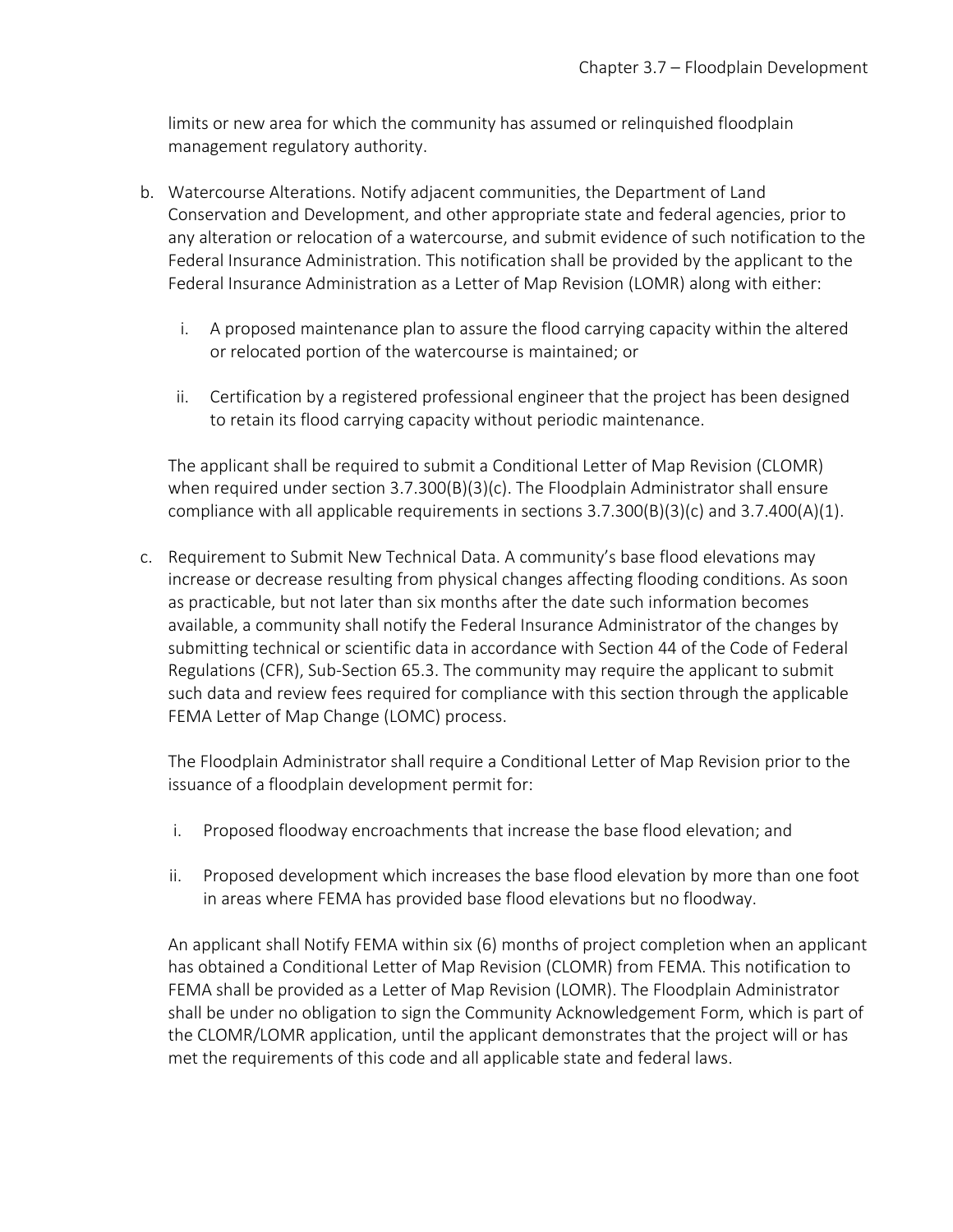limits or new area for which the community has assumed or relinquished floodplain management regulatory authority.

b. Watercourse Alterations. Notify adjacent communities, the Department of Land Conservation and Development, and other appropriate state and federal agencies, prior to any alteration or relocation of a watercourse, and submit evidence of such notification to the Federal Insurance Administration. This notification shall be provided by the applicant to the Federal Insurance Administration as a Letter of Map Revision (LOMR) along with either:

   i. A proposed maintenance plan to assure the flood carrying capacity within the altered or relocated portion of the watercourse is maintained; or

   ii. Certification by a registered professional engineer that the project has been designed to retain its flood carrying capacity without periodic maintenance.

   The applicant shall be required to submit a Conditional Letter of Map Revision (CLOMR) when required under section 3.7.300(B)(3)(c). The Floodplain Administrator shall ensure compliance with all applicable requirements in sections 3.7.300(B)(3)(c) and 3.7.400(A)(1).

c. Requirement to Submit New Technical Data. A community's base flood elevations may increase or decrease resulting from physical changes affecting flooding conditions. As soon as practicable, but not later than six months after the date such information becomes available, a community shall notify the Federal Insurance Administrator of the changes by submitting technical or scientific data in accordance with Section 44 of the Code of Federal Regulations (CFR), Sub-Section 65.3. The community may require the applicant to submit such data and review fees required for compliance with this section through the applicable FEMA Letter of Map Change (LOMC) process.

   The Floodplain Administrator shall require a Conditional Letter of Map Revision prior to the issuance of a floodplain development permit for:

   i. Proposed floodway encroachments that increase the base flood elevation; and

   ii. Proposed development which increases the base flood elevation by more than one foot in areas where FEMA has provided base flood elevations but no floodway.

   An applicant shall Notify FEMA within six (6) months of project completion when an applicant has obtained a Conditional Letter of Map Revision (CLOMR) from FEMA. This notification to FEMA shall be provided as a Letter of Map Revision (LOMR). The Floodplain Administrator shall be under no obligation to sign the Community Acknowledgement Form, which is part of the CLOMR/LOMR application, until the applicant demonstrates that the project will or has met the requirements of this code and all applicable state and federal laws.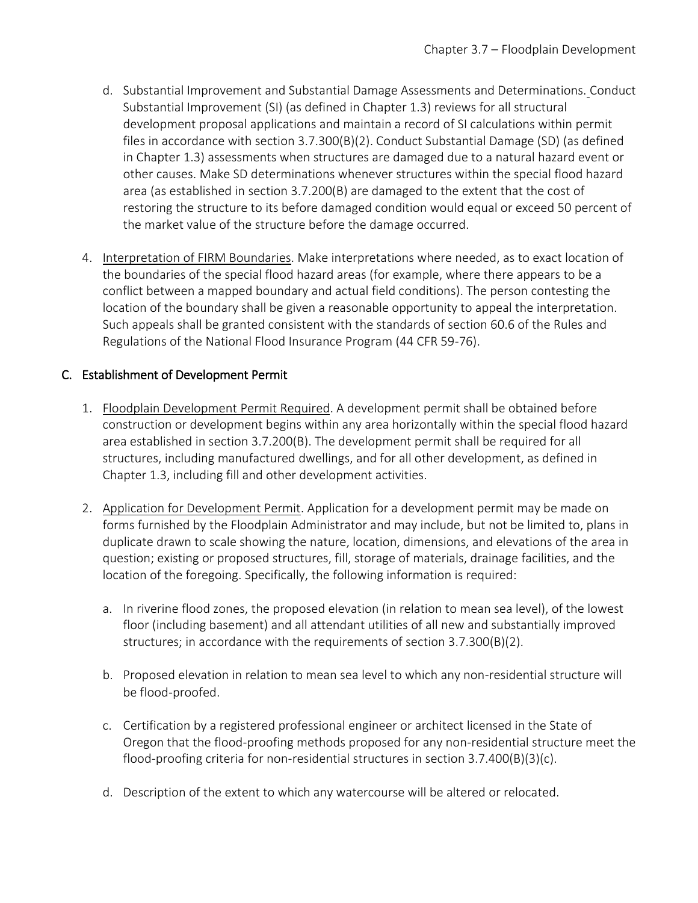d. Substantial Improvement and Substantial Damage Assessments and Determinations. Conduct Substantial Improvement (SI) (as defined in Chapter 1.3) reviews for all structural development proposal applications and maintain a record of SI calculations within permit files in accordance with section 3.7.300(B)(2). Conduct Substantial Damage (SD) (as defined in Chapter 1.3) assessments when structures are damaged due to a natural hazard event or other causes. Make SD determinations whenever structures within the special flood hazard area (as established in section 3.7.200(B) are damaged to the extent that the cost of restoring the structure to its before damaged condition would equal or exceed 50 percent of the market value of the structure before the damage occurred.

4. Interpretation of FIRM Boundaries. Make interpretations where needed, as to exact location of the boundaries of the special flood hazard areas (for example, where there appears to be a conflict between a mapped boundary and actual field conditions). The person contesting the location of the boundary shall be given a reasonable opportunity to appeal the interpretation. Such appeals shall be granted consistent with the standards of section 60.6 of the Rules and Regulations of the National Flood Insurance Program (44 CFR 59-76).

## C. Establishment of Development Permit

1. Floodplain Development Permit Required. A development permit shall be obtained before construction or development begins within any area horizontally within the special flood hazard area established in section 3.7.200(B). The development permit shall be required for all structures, including manufactured dwellings, and for all other development, as defined in Chapter 1.3, including fill and other development activities.

2. Application for Development Permit. Application for a development permit may be made on forms furnished by the Floodplain Administrator and may include, but not be limited to, plans in duplicate drawn to scale showing the nature, location, dimensions, and elevations of the area in question; existing or proposed structures, fill, storage of materials, drainage facilities, and the location of the foregoing. Specifically, the following information is required:

   a. In riverine flood zones, the proposed elevation (in relation to mean sea level), of the lowest floor (including basement) and all attendant utilities of all new and substantially improved structures; in accordance with the requirements of section 3.7.300(B)(2).

   b. Proposed elevation in relation to mean sea level to which any non-residential structure will be flood-proofed.

   c. Certification by a registered professional engineer or architect licensed in the State of Oregon that the flood-proofing methods proposed for any non-residential structure meet the flood-proofing criteria for non-residential structures in section 3.7.400(B)(3)(c).

   d. Description of the extent to which any watercourse will be altered or relocated.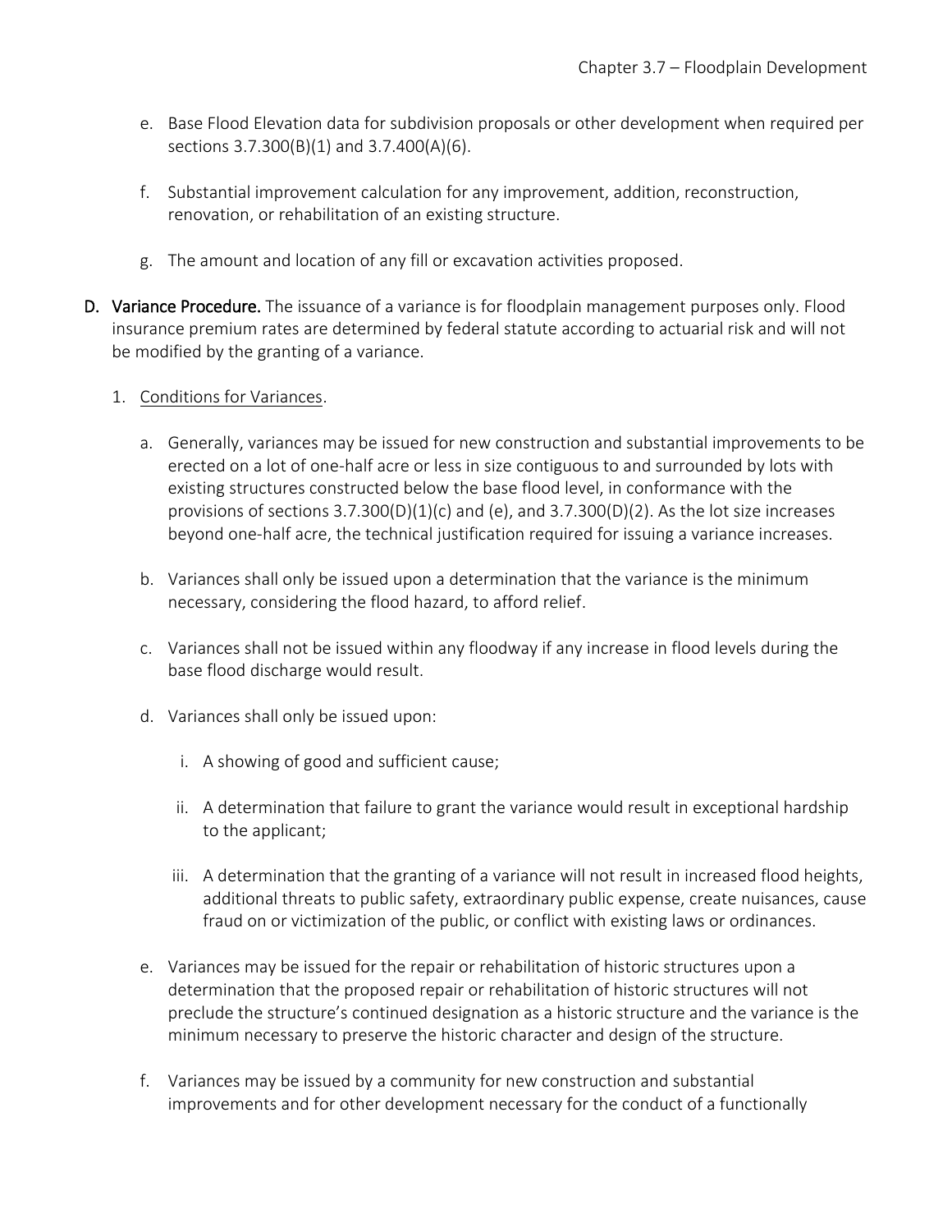e. Base Flood Elevation data for subdivision proposals or other development when required per sections 3.7.300(B)(1) and 3.7.400(A)(6).

f. Substantial improvement calculation for any improvement, addition, reconstruction, renovation, or rehabilitation of an existing structure.

g. The amount and location of any fill or excavation activities proposed.

**D. Variance Procedure.** The issuance of a variance is for floodplain management purposes only. Flood insurance premium rates are determined by federal statute according to actuarial risk and will not be modified by the granting of a variance.

1. <u>Conditions for Variances</u>.

   a. Generally, variances may be issued for new construction and substantial improvements to be erected on a lot of one-half acre or less in size contiguous to and surrounded by lots with existing structures constructed below the base flood level, in conformance with the provisions of sections 3.7.300(D)(1)(c) and (e), and 3.7.300(D)(2). As the lot size increases beyond one-half acre, the technical justification required for issuing a variance increases.

   b. Variances shall only be issued upon a determination that the variance is the minimum necessary, considering the flood hazard, to afford relief.

   c. Variances shall not be issued within any floodway if any increase in flood levels during the base flood discharge would result.

   d. Variances shall only be issued upon:

      i. A showing of good and sufficient cause;

      ii. A determination that failure to grant the variance would result in exceptional hardship to the applicant;

      iii. A determination that the granting of a variance will not result in increased flood heights, additional threats to public safety, extraordinary public expense, create nuisances, cause fraud on or victimization of the public, or conflict with existing laws or ordinances.

   e. Variances may be issued for the repair or rehabilitation of historic structures upon a determination that the proposed repair or rehabilitation of historic structures will not preclude the structure's continued designation as a historic structure and the variance is the minimum necessary to preserve the historic character and design of the structure.

   f. Variances may be issued by a community for new construction and substantial improvements and for other development necessary for the conduct of a functionally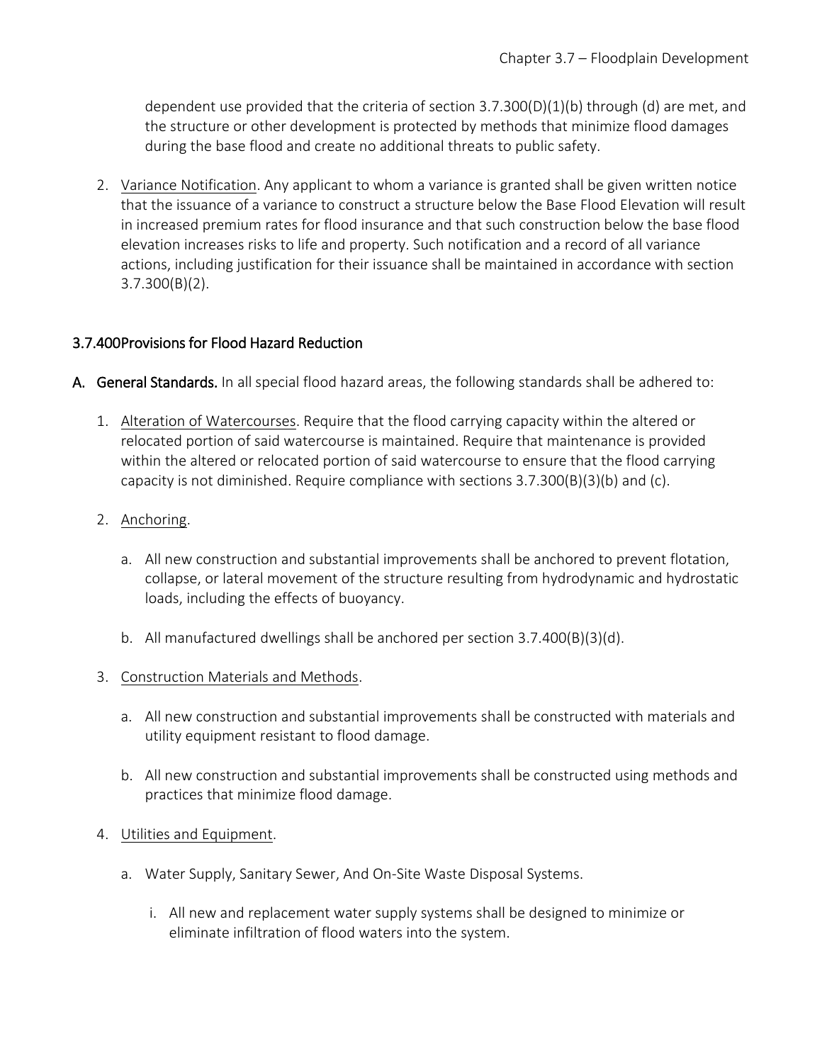dependent use provided that the criteria of section 3.7.300(D)(1)(b) through (d) are met, and the structure or other development is protected by methods that minimize flood damages during the base flood and create no additional threats to public safety.

2. Variance Notification. Any applicant to whom a variance is granted shall be given written notice that the issuance of a variance to construct a structure below the Base Flood Elevation will result in increased premium rates for flood insurance and that such construction below the base flood elevation increases risks to life and property. Such notification and a record of all variance actions, including justification for their issuance shall be maintained in accordance with section 3.7.300(B)(2).

## 3.7.400 Provisions for Flood Hazard Reduction

**A. General Standards.** In all special flood hazard areas, the following standards shall be adhered to:

1. Alteration of Watercourses. Require that the flood carrying capacity within the altered or relocated portion of said watercourse is maintained. Require that maintenance is provided within the altered or relocated portion of said watercourse to ensure that the flood carrying capacity is not diminished. Require compliance with sections 3.7.300(B)(3)(b) and (c).

2. Anchoring.

   a. All new construction and substantial improvements shall be anchored to prevent flotation, collapse, or lateral movement of the structure resulting from hydrodynamic and hydrostatic loads, including the effects of buoyancy.

   b. All manufactured dwellings shall be anchored per section 3.7.400(B)(3)(d).

3. Construction Materials and Methods.

   a. All new construction and substantial improvements shall be constructed with materials and utility equipment resistant to flood damage.

   b. All new construction and substantial improvements shall be constructed using methods and practices that minimize flood damage.

4. Utilities and Equipment.

   a. Water Supply, Sanitary Sewer, And On-Site Waste Disposal Systems.

      i. All new and replacement water supply systems shall be designed to minimize or eliminate infiltration of flood waters into the system.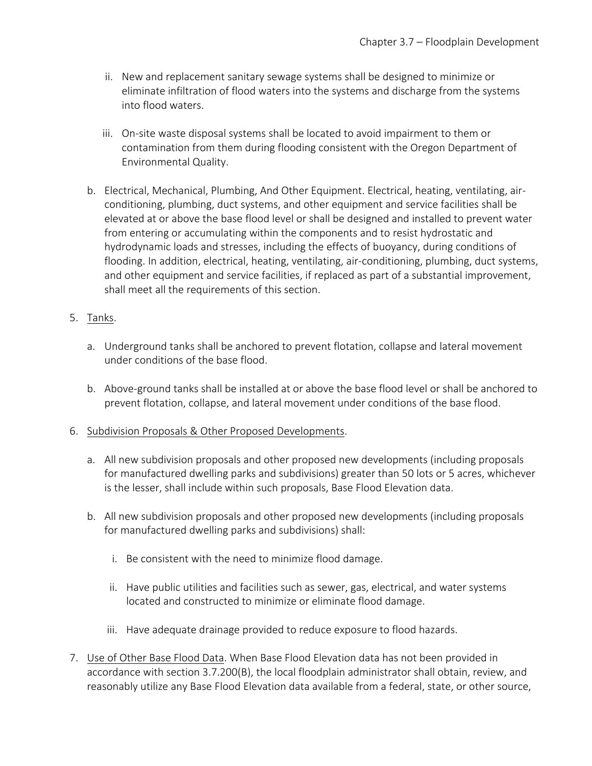ii. New and replacement sanitary sewage systems shall be designed to minimize or eliminate infiltration of flood waters into the systems and discharge from the systems into flood waters.

iii. On-site waste disposal systems shall be located to avoid impairment to them or contamination from them during flooding consistent with the Oregon Department of Environmental Quality.

b. Electrical, Mechanical, Plumbing, And Other Equipment. Electrical, heating, ventilating, air-conditioning, plumbing, duct systems, and other equipment and service facilities shall be elevated at or above the base flood level or shall be designed and installed to prevent water from entering or accumulating within the components and to resist hydrostatic and hydrodynamic loads and stresses, including the effects of buoyancy, during conditions of flooding. In addition, electrical, heating, ventilating, air-conditioning, plumbing, duct systems, and other equipment and service facilities, if replaced as part of a substantial improvement, shall meet all the requirements of this section.

5. Tanks.

   a. Underground tanks shall be anchored to prevent flotation, collapse and lateral movement under conditions of the base flood.

   b. Above-ground tanks shall be installed at or above the base flood level or shall be anchored to prevent flotation, collapse, and lateral movement under conditions of the base flood.

6. Subdivision Proposals & Other Proposed Developments.

   a. All new subdivision proposals and other proposed new developments (including proposals for manufactured dwelling parks and subdivisions) greater than 50 lots or 5 acres, whichever is the lesser, shall include within such proposals, Base Flood Elevation data.

   b. All new subdivision proposals and other proposed new developments (including proposals for manufactured dwelling parks and subdivisions) shall:

      i. Be consistent with the need to minimize flood damage.

      ii. Have public utilities and facilities such as sewer, gas, electrical, and water systems located and constructed to minimize or eliminate flood damage.

      iii. Have adequate drainage provided to reduce exposure to flood hazards.

7. Use of Other Base Flood Data. When Base Flood Elevation data has not been provided in accordance with section 3.7.200(B), the local floodplain administrator shall obtain, review, and reasonably utilize any Base Flood Elevation data available from a federal, state, or other source,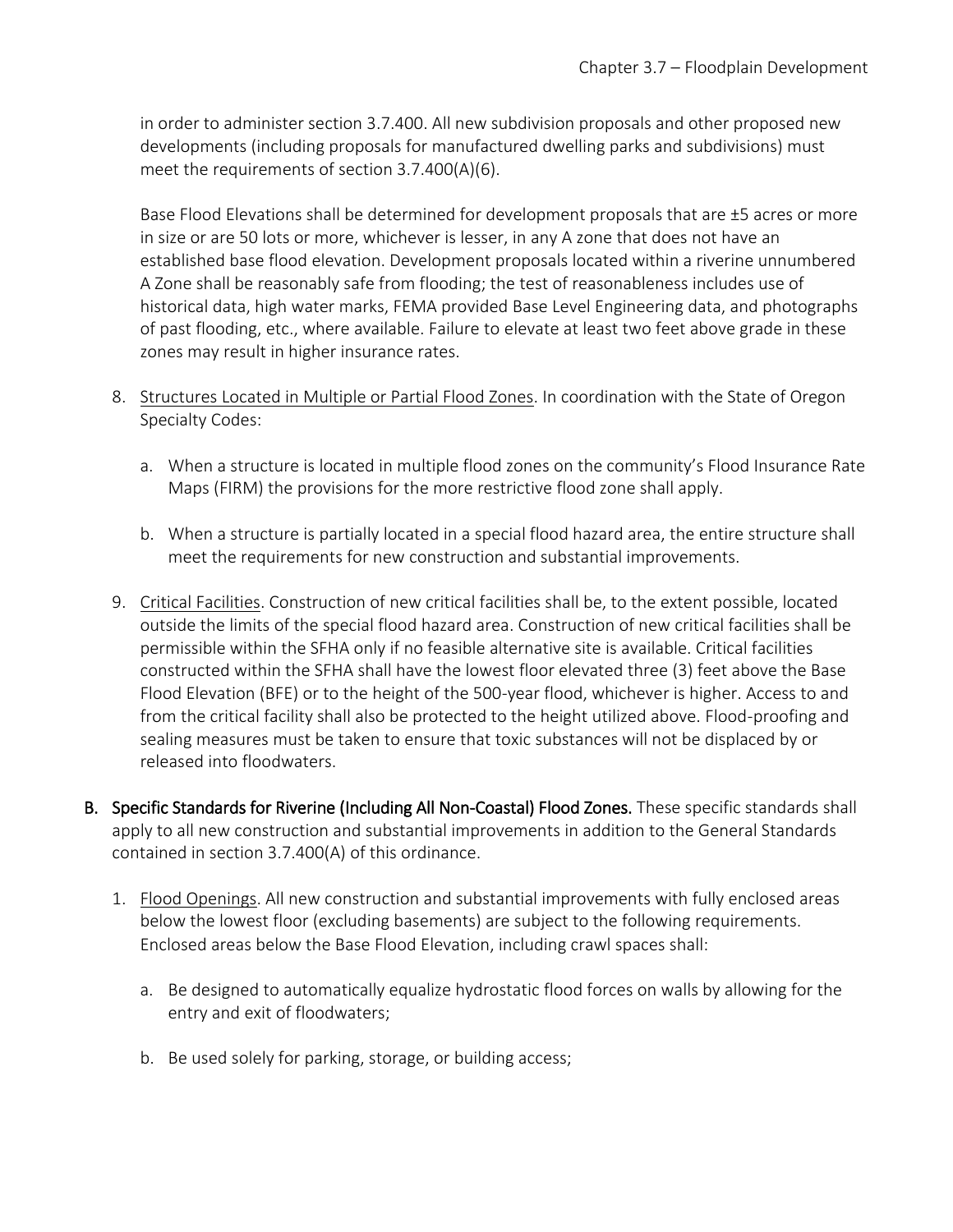in order to administer section 3.7.400. All new subdivision proposals and other proposed new developments (including proposals for manufactured dwelling parks and subdivisions) must meet the requirements of section 3.7.400(A)(6).

Base Flood Elevations shall be determined for development proposals that are ±5 acres or more in size or are 50 lots or more, whichever is lesser, in any A zone that does not have an established base flood elevation. Development proposals located within a riverine unnumbered A Zone shall be reasonably safe from flooding; the test of reasonableness includes use of historical data, high water marks, FEMA provided Base Level Engineering data, and photographs of past flooding, etc., where available. Failure to elevate at least two feet above grade in these zones may result in higher insurance rates.

8. Structures Located in Multiple or Partial Flood Zones. In coordination with the State of Oregon Specialty Codes:

   a. When a structure is located in multiple flood zones on the community's Flood Insurance Rate Maps (FIRM) the provisions for the more restrictive flood zone shall apply.

   b. When a structure is partially located in a special flood hazard area, the entire structure shall meet the requirements for new construction and substantial improvements.

9. Critical Facilities. Construction of new critical facilities shall be, to the extent possible, located outside the limits of the special flood hazard area. Construction of new critical facilities shall be permissible within the SFHA only if no feasible alternative site is available. Critical facilities constructed within the SFHA shall have the lowest floor elevated three (3) feet above the Base Flood Elevation (BFE) or to the height of the 500-year flood, whichever is higher. Access to and from the critical facility shall also be protected to the height utilized above. Flood-proofing and sealing measures must be taken to ensure that toxic substances will not be displaced by or released into floodwaters.

**B. Specific Standards for Riverine (Including All Non-Coastal) Flood Zones.** These specific standards shall apply to all new construction and substantial improvements in addition to the General Standards contained in section 3.7.400(A) of this ordinance.

1. Flood Openings. All new construction and substantial improvements with fully enclosed areas below the lowest floor (excluding basements) are subject to the following requirements. Enclosed areas below the Base Flood Elevation, including crawl spaces shall:

   a. Be designed to automatically equalize hydrostatic flood forces on walls by allowing for the entry and exit of floodwaters;

   b. Be used solely for parking, storage, or building access;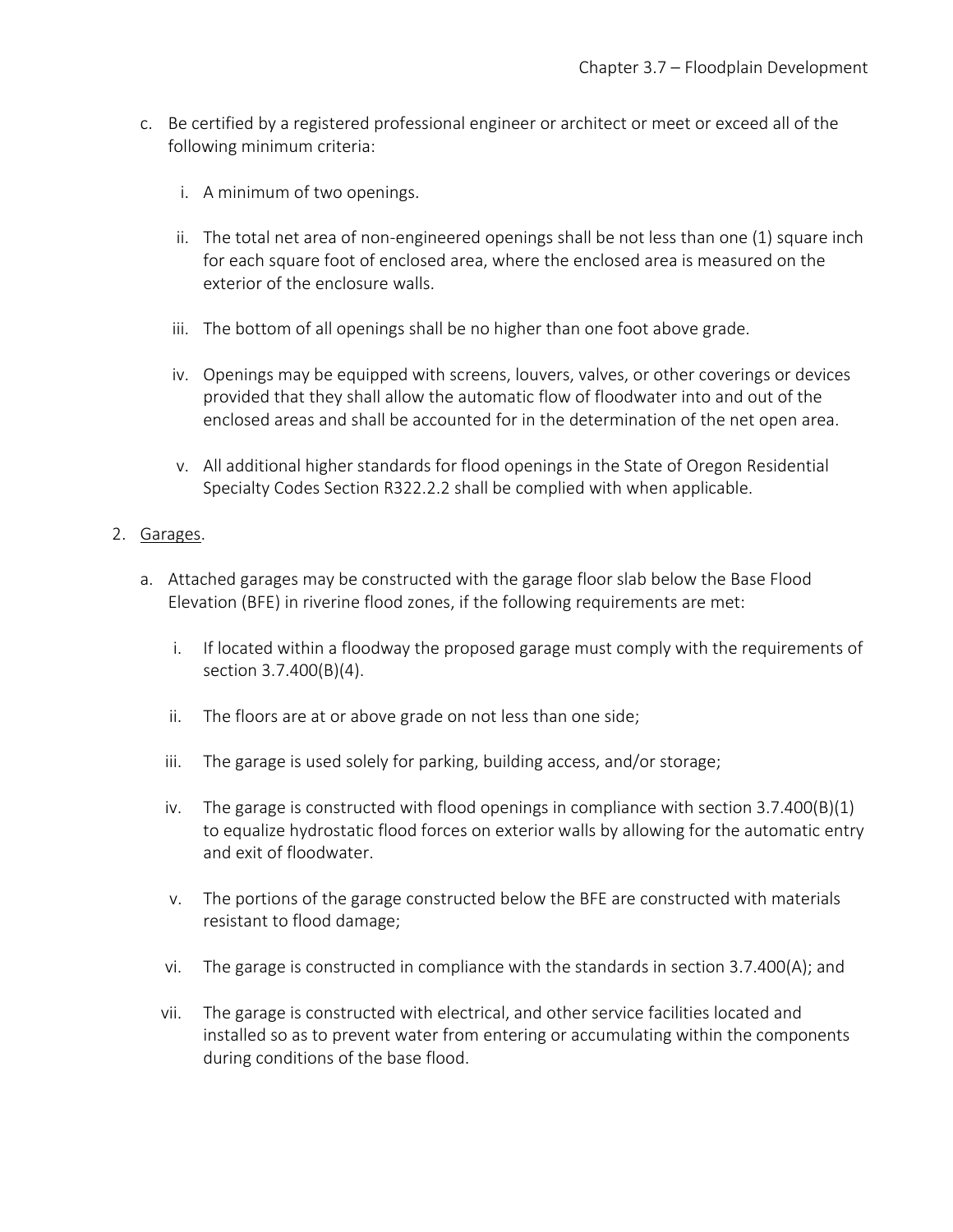c. Be certified by a registered professional engineer or architect or meet or exceed all of the following minimum criteria:

    i. A minimum of two openings.

    ii. The total net area of non-engineered openings shall be not less than one (1) square inch for each square foot of enclosed area, where the enclosed area is measured on the exterior of the enclosure walls.

    iii. The bottom of all openings shall be no higher than one foot above grade.

    iv. Openings may be equipped with screens, louvers, valves, or other coverings or devices provided that they shall allow the automatic flow of floodwater into and out of the enclosed areas and shall be accounted for in the determination of the net open area.

    v. All additional higher standards for flood openings in the State of Oregon Residential Specialty Codes Section R322.2.2 shall be complied with when applicable.

2. <u>Garages</u>.

    a. Attached garages may be constructed with the garage floor slab below the Base Flood Elevation (BFE) in riverine flood zones, if the following requirements are met:

        i. If located within a floodway the proposed garage must comply with the requirements of section 3.7.400(B)(4).

        ii. The floors are at or above grade on not less than one side;

        iii. The garage is used solely for parking, building access, and/or storage;

        iv. The garage is constructed with flood openings in compliance with section 3.7.400(B)(1) to equalize hydrostatic flood forces on exterior walls by allowing for the automatic entry and exit of floodwater.

        v. The portions of the garage constructed below the BFE are constructed with materials resistant to flood damage;

        vi. The garage is constructed in compliance with the standards in section 3.7.400(A); and

        vii. The garage is constructed with electrical, and other service facilities located and installed so as to prevent water from entering or accumulating within the components during conditions of the base flood.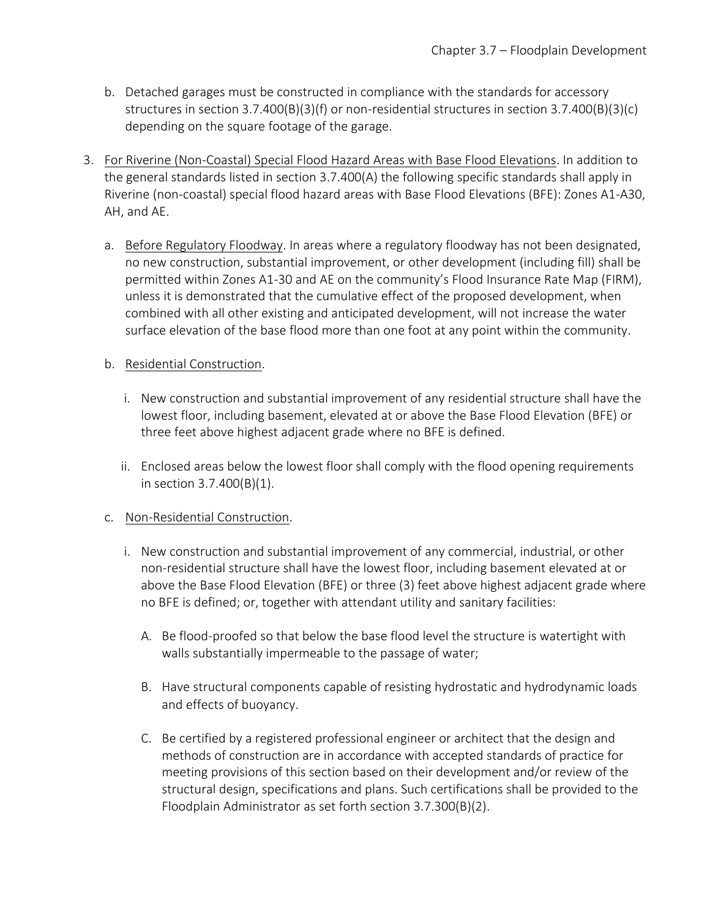b. Detached garages must be constructed in compliance with the standards for accessory structures in section 3.7.400(B)(3)(f) or non-residential structures in section 3.7.400(B)(3)(c) depending on the square footage of the garage.

3. For Riverine (Non-Coastal) Special Flood Hazard Areas with Base Flood Elevations. In addition to the general standards listed in section 3.7.400(A) the following specific standards shall apply in Riverine (non-coastal) special flood hazard areas with Base Flood Elevations (BFE): Zones A1-A30, AH, and AE.

   a. Before Regulatory Floodway. In areas where a regulatory floodway has not been designated, no new construction, substantial improvement, or other development (including fill) shall be permitted within Zones A1-30 and AE on the community's Flood Insurance Rate Map (FIRM), unless it is demonstrated that the cumulative effect of the proposed development, when combined with all other existing and anticipated development, will not increase the water surface elevation of the base flood more than one foot at any point within the community.

   b. Residential Construction.

      i. New construction and substantial improvement of any residential structure shall have the lowest floor, including basement, elevated at or above the Base Flood Elevation (BFE) or three feet above highest adjacent grade where no BFE is defined.

      ii. Enclosed areas below the lowest floor shall comply with the flood opening requirements in section 3.7.400(B)(1).

   c. Non-Residential Construction.

      i. New construction and substantial improvement of any commercial, industrial, or other non-residential structure shall have the lowest floor, including basement elevated at or above the Base Flood Elevation (BFE) or three (3) feet above highest adjacent grade where no BFE is defined; or, together with attendant utility and sanitary facilities:

         A. Be flood-proofed so that below the base flood level the structure is watertight with walls substantially impermeable to the passage of water;

         B. Have structural components capable of resisting hydrostatic and hydrodynamic loads and effects of buoyancy.

         C. Be certified by a registered professional engineer or architect that the design and methods of construction are in accordance with accepted standards of practice for meeting provisions of this section based on their development and/or review of the structural design, specifications and plans. Such certifications shall be provided to the Floodplain Administrator as set forth section 3.7.300(B)(2).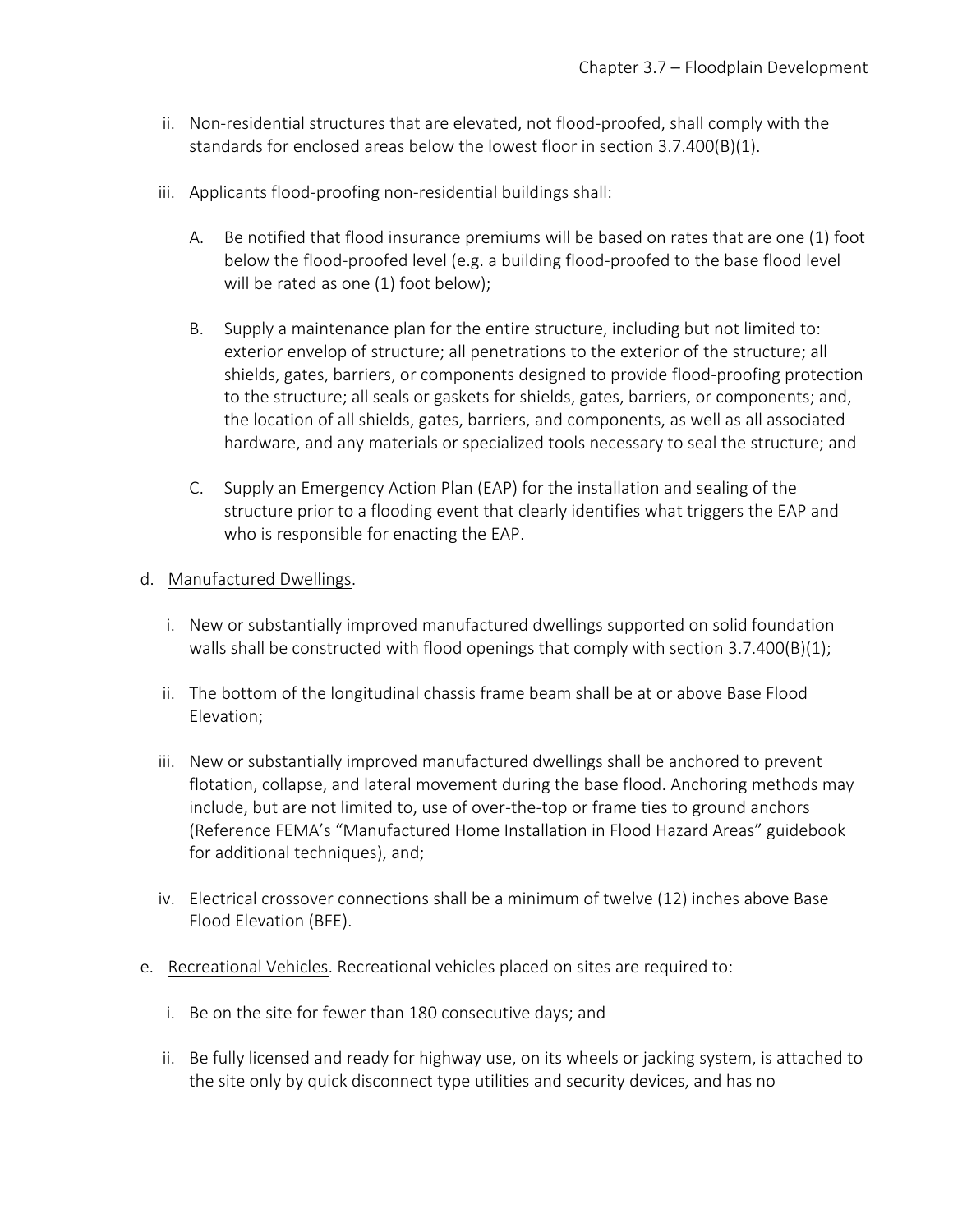ii. Non-residential structures that are elevated, not flood-proofed, shall comply with the standards for enclosed areas below the lowest floor in section 3.7.400(B)(1).

iii. Applicants flood-proofing non-residential buildings shall:

A. Be notified that flood insurance premiums will be based on rates that are one (1) foot below the flood-proofed level (e.g. a building flood-proofed to the base flood level will be rated as one (1) foot below);

B. Supply a maintenance plan for the entire structure, including but not limited to: exterior envelop of structure; all penetrations to the exterior of the structure; all shields, gates, barriers, or components designed to provide flood-proofing protection to the structure; all seals or gaskets for shields, gates, barriers, or components; and, the location of all shields, gates, barriers, and components, as well as all associated hardware, and any materials or specialized tools necessary to seal the structure; and

C. Supply an Emergency Action Plan (EAP) for the installation and sealing of the structure prior to a flooding event that clearly identifies what triggers the EAP and who is responsible for enacting the EAP.

d. <u>Manufactured Dwellings</u>.

i. New or substantially improved manufactured dwellings supported on solid foundation walls shall be constructed with flood openings that comply with section 3.7.400(B)(1);

ii. The bottom of the longitudinal chassis frame beam shall be at or above Base Flood Elevation;

iii. New or substantially improved manufactured dwellings shall be anchored to prevent flotation, collapse, and lateral movement during the base flood. Anchoring methods may include, but are not limited to, use of over-the-top or frame ties to ground anchors (Reference FEMA's "Manufactured Home Installation in Flood Hazard Areas" guidebook for additional techniques), and;

iv. Electrical crossover connections shall be a minimum of twelve (12) inches above Base Flood Elevation (BFE).

e. <u>Recreational Vehicles</u>. Recreational vehicles placed on sites are required to:

i. Be on the site for fewer than 180 consecutive days; and

ii. Be fully licensed and ready for highway use, on its wheels or jacking system, is attached to the site only by quick disconnect type utilities and security devices, and has no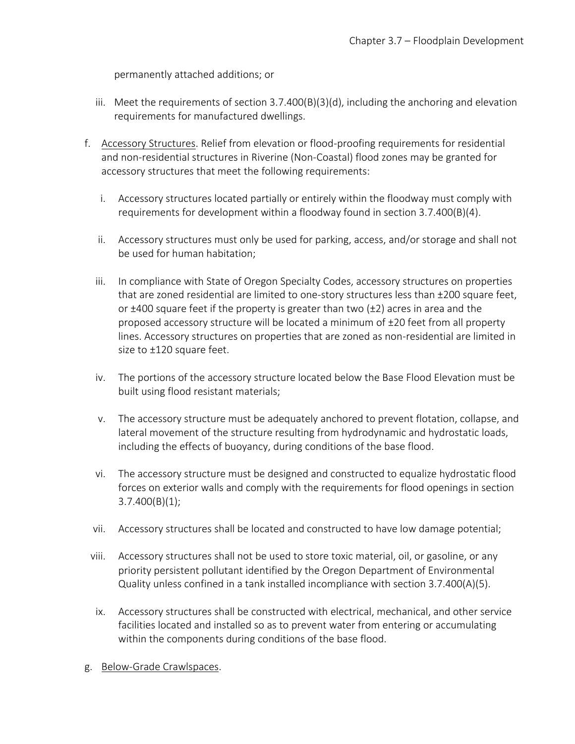permanently attached additions; or

iii. Meet the requirements of section 3.7.400(B)(3)(d), including the anchoring and elevation requirements for manufactured dwellings.

f. Accessory Structures. Relief from elevation or flood-proofing requirements for residential and non-residential structures in Riverine (Non-Coastal) flood zones may be granted for accessory structures that meet the following requirements:

i. Accessory structures located partially or entirely within the floodway must comply with requirements for development within a floodway found in section 3.7.400(B)(4).

ii. Accessory structures must only be used for parking, access, and/or storage and shall not be used for human habitation;

iii. In compliance with State of Oregon Specialty Codes, accessory structures on properties that are zoned residential are limited to one-story structures less than ±200 square feet, or ±400 square feet if the property is greater than two (±2) acres in area and the proposed accessory structure will be located a minimum of ±20 feet from all property lines. Accessory structures on properties that are zoned as non-residential are limited in size to ±120 square feet.

iv. The portions of the accessory structure located below the Base Flood Elevation must be built using flood resistant materials;

v. The accessory structure must be adequately anchored to prevent flotation, collapse, and lateral movement of the structure resulting from hydrodynamic and hydrostatic loads, including the effects of buoyancy, during conditions of the base flood.

vi. The accessory structure must be designed and constructed to equalize hydrostatic flood forces on exterior walls and comply with the requirements for flood openings in section 3.7.400(B)(1);

vii. Accessory structures shall be located and constructed to have low damage potential;

viii. Accessory structures shall not be used to store toxic material, oil, or gasoline, or any priority persistent pollutant identified by the Oregon Department of Environmental Quality unless confined in a tank installed incompliance with section 3.7.400(A)(5).

ix. Accessory structures shall be constructed with electrical, mechanical, and other service facilities located and installed so as to prevent water from entering or accumulating within the components during conditions of the base flood.

g. Below-Grade Crawlspaces.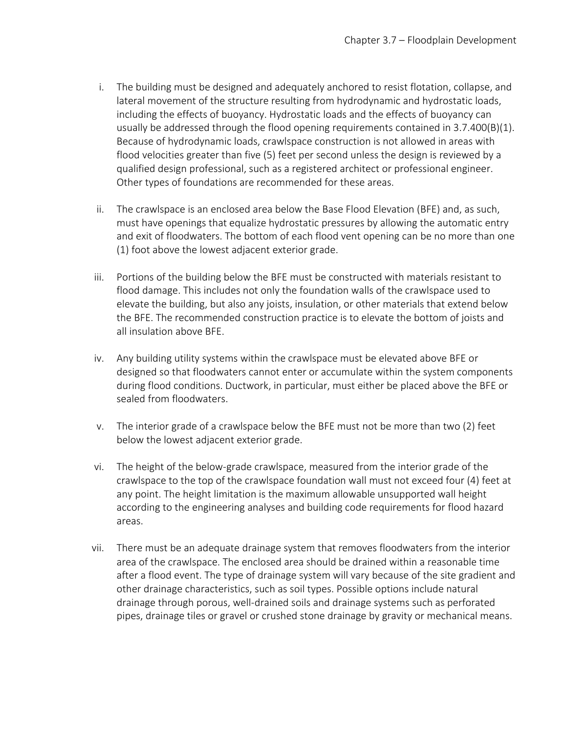i. The building must be designed and adequately anchored to resist flotation, collapse, and lateral movement of the structure resulting from hydrodynamic and hydrostatic loads, including the effects of buoyancy. Hydrostatic loads and the effects of buoyancy can usually be addressed through the flood opening requirements contained in 3.7.400(B)(1). Because of hydrodynamic loads, crawlspace construction is not allowed in areas with flood velocities greater than five (5) feet per second unless the design is reviewed by a qualified design professional, such as a registered architect or professional engineer. Other types of foundations are recommended for these areas.

ii. The crawlspace is an enclosed area below the Base Flood Elevation (BFE) and, as such, must have openings that equalize hydrostatic pressures by allowing the automatic entry and exit of floodwaters. The bottom of each flood vent opening can be no more than one (1) foot above the lowest adjacent exterior grade.

iii. Portions of the building below the BFE must be constructed with materials resistant to flood damage. This includes not only the foundation walls of the crawlspace used to elevate the building, but also any joists, insulation, or other materials that extend below the BFE. The recommended construction practice is to elevate the bottom of joists and all insulation above BFE.

iv. Any building utility systems within the crawlspace must be elevated above BFE or designed so that floodwaters cannot enter or accumulate within the system components during flood conditions. Ductwork, in particular, must either be placed above the BFE or sealed from floodwaters.

v. The interior grade of a crawlspace below the BFE must not be more than two (2) feet below the lowest adjacent exterior grade.

vi. The height of the below-grade crawlspace, measured from the interior grade of the crawlspace to the top of the crawlspace foundation wall must not exceed four (4) feet at any point. The height limitation is the maximum allowable unsupported wall height according to the engineering analyses and building code requirements for flood hazard areas.

vii. There must be an adequate drainage system that removes floodwaters from the interior area of the crawlspace. The enclosed area should be drained within a reasonable time after a flood event. The type of drainage system will vary because of the site gradient and other drainage characteristics, such as soil types. Possible options include natural drainage through porous, well-drained soils and drainage systems such as perforated pipes, drainage tiles or gravel or crushed stone drainage by gravity or mechanical means.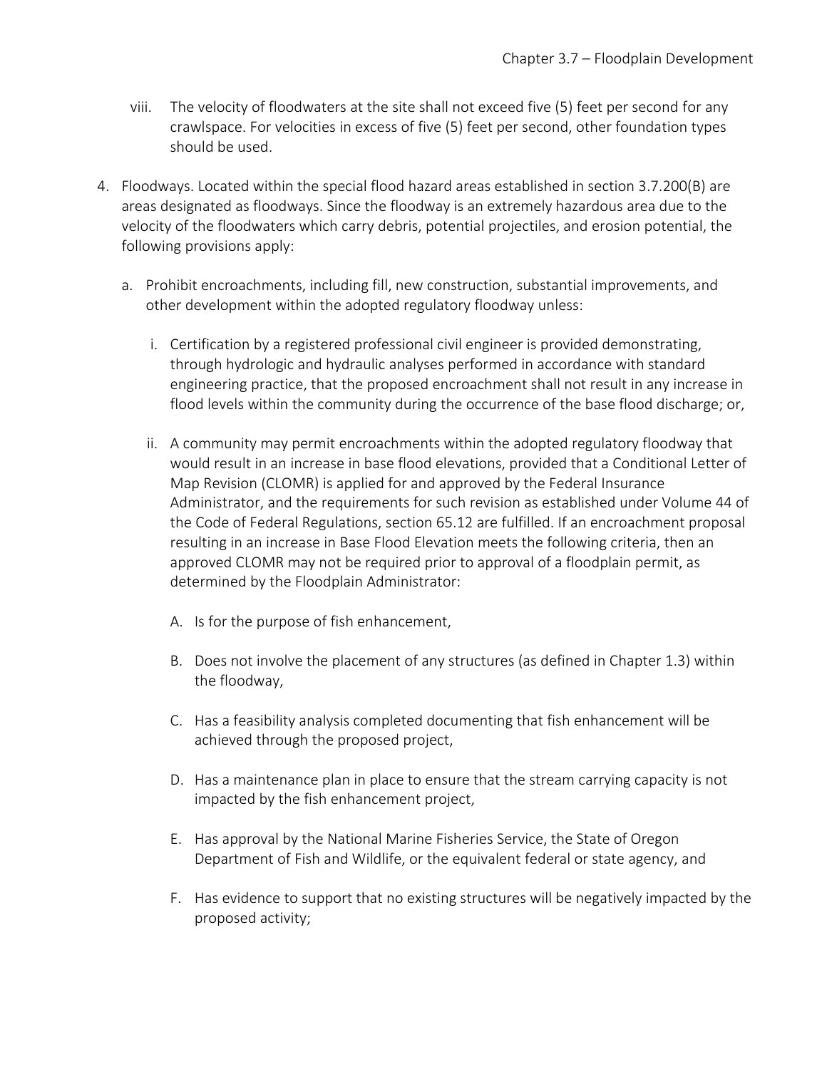viii. The velocity of floodwaters at the site shall not exceed five (5) feet per second for any crawlspace. For velocities in excess of five (5) feet per second, other foundation types should be used.

4. Floodways. Located within the special flood hazard areas established in section 3.7.200(B) are areas designated as floodways. Since the floodway is an extremely hazardous area due to the velocity of the floodwaters which carry debris, potential projectiles, and erosion potential, the following provisions apply:

   a. Prohibit encroachments, including fill, new construction, substantial improvements, and other development within the adopted regulatory floodway unless:

      i. Certification by a registered professional civil engineer is provided demonstrating, through hydrologic and hydraulic analyses performed in accordance with standard engineering practice, that the proposed encroachment shall not result in any increase in flood levels within the community during the occurrence of the base flood discharge; or,

      ii. A community may permit encroachments within the adopted regulatory floodway that would result in an increase in base flood elevations, provided that a Conditional Letter of Map Revision (CLOMR) is applied for and approved by the Federal Insurance Administrator, and the requirements for such revision as established under Volume 44 of the Code of Federal Regulations, section 65.12 are fulfilled. If an encroachment proposal resulting in an increase in Base Flood Elevation meets the following criteria, then an approved CLOMR may not be required prior to approval of a floodplain permit, as determined by the Floodplain Administrator:

         A. Is for the purpose of fish enhancement,

         B. Does not involve the placement of any structures (as defined in Chapter 1.3) within the floodway,

         C. Has a feasibility analysis completed documenting that fish enhancement will be achieved through the proposed project,

         D. Has a maintenance plan in place to ensure that the stream carrying capacity is not impacted by the fish enhancement project,

         E. Has approval by the National Marine Fisheries Service, the State of Oregon Department of Fish and Wildlife, or the equivalent federal or state agency, and

         F. Has evidence to support that no existing structures will be negatively impacted by the proposed activity;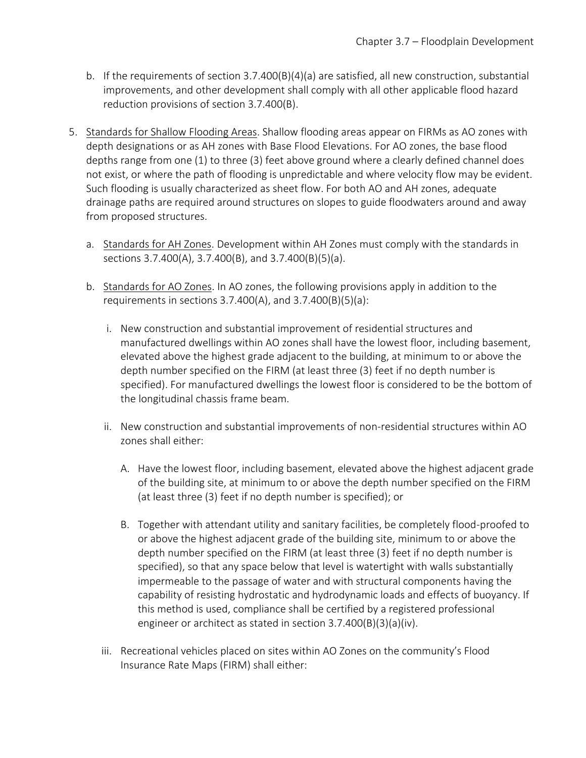b. If the requirements of section 3.7.400(B)(4)(a) are satisfied, all new construction, substantial improvements, and other development shall comply with all other applicable flood hazard reduction provisions of section 3.7.400(B).

5. Standards for Shallow Flooding Areas. Shallow flooding areas appear on FIRMs as AO zones with depth designations or as AH zones with Base Flood Elevations. For AO zones, the base flood depths range from one (1) to three (3) feet above ground where a clearly defined channel does not exist, or where the path of flooding is unpredictable and where velocity flow may be evident. Such flooding is usually characterized as sheet flow. For both AO and AH zones, adequate drainage paths are required around structures on slopes to guide floodwaters around and away from proposed structures.

   a. Standards for AH Zones. Development within AH Zones must comply with the standards in sections 3.7.400(A), 3.7.400(B), and 3.7.400(B)(5)(a).

   b. Standards for AO Zones. In AO zones, the following provisions apply in addition to the requirements in sections 3.7.400(A), and 3.7.400(B)(5)(a):

      i. New construction and substantial improvement of residential structures and manufactured dwellings within AO zones shall have the lowest floor, including basement, elevated above the highest grade adjacent to the building, at minimum to or above the depth number specified on the FIRM (at least three (3) feet if no depth number is specified). For manufactured dwellings the lowest floor is considered to be the bottom of the longitudinal chassis frame beam.

      ii. New construction and substantial improvements of non-residential structures within AO zones shall either:

         A. Have the lowest floor, including basement, elevated above the highest adjacent grade of the building site, at minimum to or above the depth number specified on the FIRM (at least three (3) feet if no depth number is specified); or

         B. Together with attendant utility and sanitary facilities, be completely flood-proofed to or above the highest adjacent grade of the building site, minimum to or above the depth number specified on the FIRM (at least three (3) feet if no depth number is specified), so that any space below that level is watertight with walls substantially impermeable to the passage of water and with structural components having the capability of resisting hydrostatic and hydrodynamic loads and effects of buoyancy. If this method is used, compliance shall be certified by a registered professional engineer or architect as stated in section 3.7.400(B)(3)(a)(iv).

      iii. Recreational vehicles placed on sites within AO Zones on the community's Flood Insurance Rate Maps (FIRM) shall either: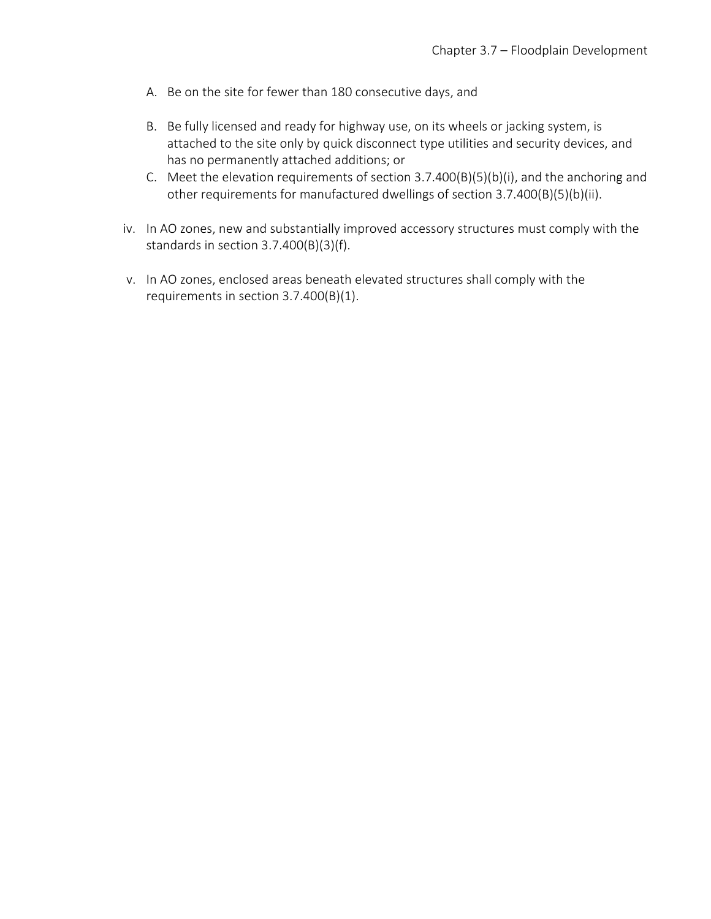A. Be on the site for fewer than 180 consecutive days, and

B. Be fully licensed and ready for highway use, on its wheels or jacking system, is attached to the site only by quick disconnect type utilities and security devices, and has no permanently attached additions; or

C. Meet the elevation requirements of section 3.7.400(B)(5)(b)(i), and the anchoring and other requirements for manufactured dwellings of section 3.7.400(B)(5)(b)(ii).

iv. In AO zones, new and substantially improved accessory structures must comply with the standards in section 3.7.400(B)(3)(f).

v. In AO zones, enclosed areas beneath elevated structures shall comply with the requirements in section 3.7.400(B)(1).